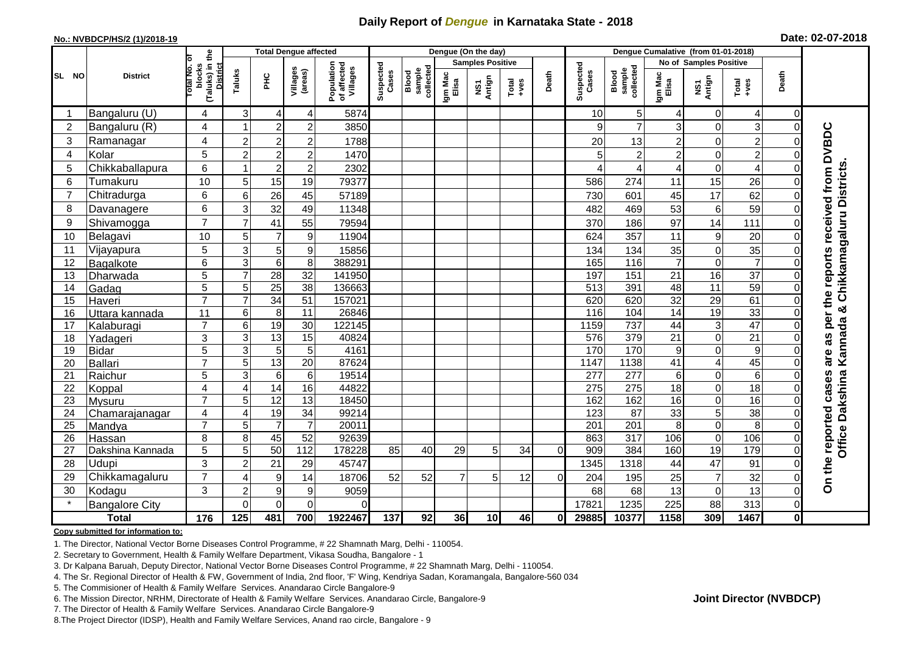# Daily Report of *Dengue* in Karnataka State - 2018

**No.: NVBDCP/HS/2 (1)/2018-19**

**Date: 02-07-2018**

| SL NO | District | Total No. of blocks (Taluks) in the District | Total Dengue affected | | | | Dengue (On the day) | | | | | | | Dengue Cumalative (from 01-01-2018) | | | | | | | |
|---|---|---|---|---|---|---|---|---|---|---|---|---|---|---|---|---|---|---|---|---|
| | | | Taluks | PHC | Villages (areas) | Population of affected Villages | Suspected Cases | Blood sample collected | Samples Positive | | | Death | Suspected Cases | Blood sample collected | No of Samples Positive | | | Death | |
| | | | | | | | | | Igm Mac Elisa | NS1 Antign | Total +ves | | | | Igm Mac Elisa | NS1 Antign | Total +ves | | |
| 1 | Bangaluru (U) | 4 | 3 | 4 | 4 | 5874 | | | | | | | 10 | 5 | 4 | 0 | 4 | 0 | On the reported cases are as per the reports received from DVBDC Office Dakshina Kannada & Chikkamagaluru Districts. |
| 2 | Bangaluru (R) | 4 | 1 | 2 | 2 | 3850 | | | | | | | 9 | 7 | 3 | 0 | 3 | 0 | |
| 3 | Ramanagar | 4 | 2 | 2 | 2 | 1788 | | | | | | | 20 | 13 | 2 | 0 | 2 | 0 | |
| 4 | Kolar | 5 | 2 | 2 | 2 | 1470 | | | | | | | 5 | 2 | 2 | 0 | 2 | 0 | |
| 5 | Chikkaballapura | 6 | 1 | 2 | 2 | 2302 | | | | | | | 4 | 4 | 4 | 0 | 4 | 0 | |
| 6 | Tumakuru | 10 | 5 | 15 | 19 | 79377 | | | | | | | 586 | 274 | 11 | 15 | 26 | 0 | |
| 7 | Chitradurga | 6 | 6 | 26 | 45 | 57189 | | | | | | | 730 | 601 | 45 | 17 | 62 | 0 | |
| 8 | Davanagere | 6 | 3 | 32 | 49 | 11348 | | | | | | | 482 | 469 | 53 | 6 | 59 | 0 | |
| 9 | Shivamogga | 7 | 7 | 41 | 55 | 79594 | | | | | | | 370 | 186 | 97 | 14 | 111 | 0 | |
| 10 | Belagavi | 10 | 5 | 7 | 9 | 11904 | | | | | | | 624 | 357 | 11 | 9 | 20 | 0 | |
| 11 | Vijayapura | 5 | 3 | 5 | 9 | 15856 | | | | | | | 134 | 134 | 35 | 0 | 35 | 0 | |
| 12 | Bagalkote | 6 | 3 | 6 | 8 | 388291 | | | | | | | 165 | 116 | 7 | 0 | 7 | 0 | |
| 13 | Dharwada | 5 | 7 | 28 | 32 | 141950 | | | | | | | 197 | 151 | 21 | 16 | 37 | 0 | |
| 14 | Gadag | 5 | 5 | 25 | 38 | 136663 | | | | | | | 513 | 391 | 48 | 11 | 59 | 0 | |
| 15 | Haveri | 7 | 7 | 34 | 51 | 157021 | | | | | | | 620 | 620 | 32 | 29 | 61 | 0 | |
| 16 | Uttara kannada | 11 | 6 | 8 | 11 | 26846 | | | | | | | 116 | 104 | 14 | 19 | 33 | 0 | |
| 17 | Kalaburagi | 7 | 6 | 19 | 30 | 122145 | | | | | | | 1159 | 737 | 44 | 3 | 47 | 0 | |
| 18 | Yadageri | 3 | 3 | 13 | 15 | 40824 | | | | | | | 576 | 379 | 21 | 0 | 21 | 0 | |
| 19 | Bidar | 5 | 3 | 5 | 5 | 4161 | | | | | | | 170 | 170 | 9 | 0 | 9 | 0 | |
| 20 | Ballari | 7 | 5 | 13 | 20 | 87624 | | | | | | | 1147 | 1138 | 41 | 4 | 45 | 0 | |
| 21 | Raichur | 5 | 3 | 6 | 6 | 19514 | | | | | | | 277 | 277 | 6 | 0 | 6 | 0 | |
| 22 | Koppal | 4 | 4 | 14 | 16 | 44822 | | | | | | | 275 | 275 | 18 | 0 | 18 | 0 | |
| 23 | Mysuru | 7 | 5 | 12 | 13 | 18450 | | | | | | | 162 | 162 | 16 | 0 | 16 | 0 | |
| 24 | Chamarajanagar | 4 | 4 | 19 | 34 | 99214 | | | | | | | 123 | 87 | 33 | 5 | 38 | 0 | |
| 25 | Mandya | 7 | 5 | 7 | 7 | 20011 | | | | | | | 201 | 201 | 8 | 0 | 8 | 0 | |
| 26 | Hassan | 8 | 8 | 45 | 52 | 92639 | | | | | | | 863 | 317 | 106 | 0 | 106 | 0 | |
| 27 | Dakshina Kannada | 5 | 5 | 50 | 112 | 178228 | 85 | 40 | 29 | 5 | 34 | 0 | 909 | 384 | 160 | 19 | 179 | 0 | |
| 28 | Udupi | 3 | 2 | 21 | 29 | 45747 | | | | | | | 1345 | 1318 | 44 | 47 | 91 | 0 | |
| 29 | Chikkamagaluru | 7 | 4 | 9 | 14 | 18706 | 52 | 52 | 7 | 5 | 12 | 0 | 204 | 195 | 25 | 7 | 32 | 0 | |
| 30 | Kodagu | 3 | 2 | 9 | 9 | 9059 | | | | | | | 68 | 68 | 13 | 0 | 13 | 0 | |
| * | Bangalore City | | 0 | 0 | 0 | 0 | | | | | | | 17821 | 1235 | 225 | 88 | 313 | 0 | |
| | **Total** | **176** | **125** | **481** | **700** | **1922467** | **137** | **92** | **36** | **10** | **46** | **0** | **29885** | **10377** | **1158** | **309** | **1467** | **0** | |

**Copy submitted for information to:**

1. The Director, National Vector Borne Diseases Control Programme, # 22 Shamnath Marg, Delhi - 110054.
2. Secretary to Government, Health & Family Welfare Department, Vikasa Soudha, Bangalore - 1
3. Dr Kalpana Baruah, Deputy Director, National Vector Borne Diseases Control Programme, # 22 Shamnath Marg, Delhi - 110054.
4. The Sr. Regional Director of Health & FW, Government of India, 2nd floor, 'F' Wing, Kendriya Sadan, Koramangala, Bangalore-560 034
5. The Commisioner of Health & Family Welfare Services. Anandarao Circle Bangalore-9
6. The Mission Director, NRHM, Directorate of Health & Family Welfare Services. Anandarao Circle, Bangalore-9
7. The Director of Health & Family Welfare Services. Anandarao Circle Bangalore-9
8. The Project Director (IDSP), Health and Family Welfare Services, Anand rao circle, Bangalore - 9

**Joint Director (NVBDCP)**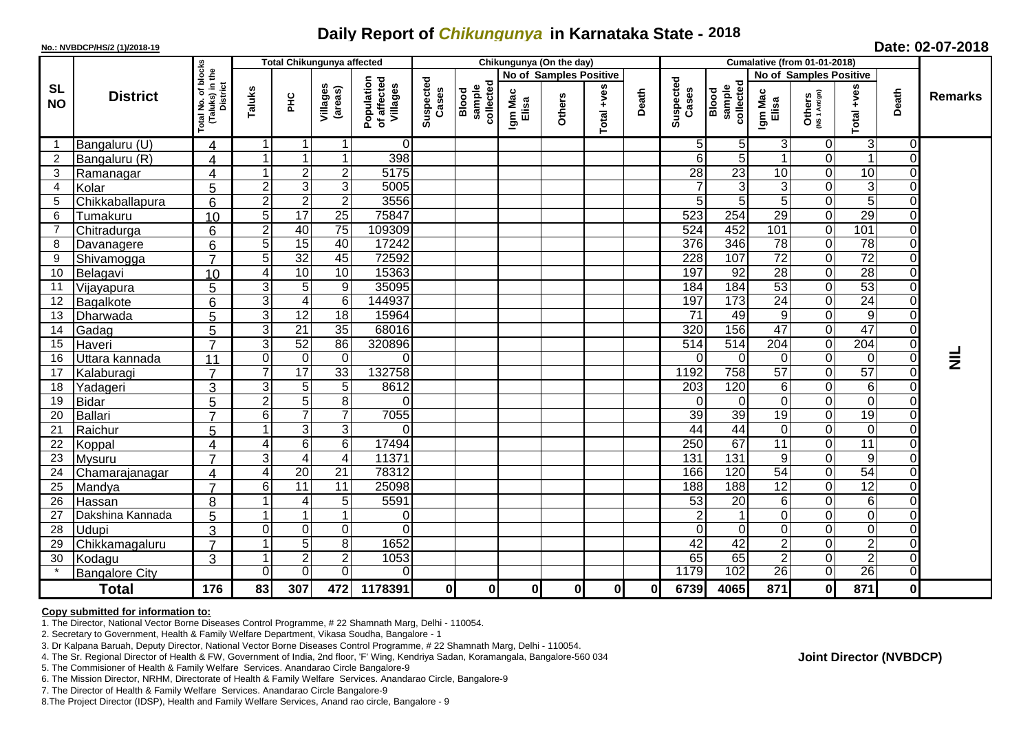# Daily Report of *Chikungunya* in Karnataka State - 2018

**No.: NVBDCP/HS/2 (1)/2018-19**

**Date: 02-07-2018**

| SL NO | District | Total No. of blocks (Taluks) in the District | Total Chikungunya affected | | | | Chikungunya (On the day) | | | | | | | Cumalative (from 01-01-2018) | | | | | | | Remarks |
|---|---|---|---|---|---|---|---|---|---|---|---|---|---|---|---|---|---|---|---|---|---|
| | | | Taluks | PHC | Villages (areas) | Population of affected Villages | Suspected Cases | Blood sample collected | No of Samples Positive | | | Death | | Suspected Cases | Blood sample collected | No of Samples Positive | | | Death | | |
| | | | | | | | | | Igm Mac Elisa | Others | Total +ves | | | | | Igm Mac Elisa | Others (NS 1 Antign) | Total +ves | | | |
| 1 | Bangaluru (U) | 4 | 1 | 1 | 1 | 0 | | | | | | | | 5 | 5 | 3 | 0 | 3 | 0 | | NIL |
| 2 | Bangaluru (R) | 4 | 1 | 1 | 1 | 398 | | | | | | | | 6 | 5 | 1 | 0 | 1 | 0 | | |
| 3 | Ramanagar | 4 | 1 | 2 | 2 | 5175 | | | | | | | | 28 | 23 | 10 | 0 | 10 | 0 | | |
| 4 | Kolar | 5 | 2 | 3 | 3 | 5005 | | | | | | | | 7 | 3 | 3 | 0 | 3 | 0 | | |
| 5 | Chikkaballapura | 6 | 2 | 2 | 2 | 3556 | | | | | | | | 5 | 5 | 5 | 0 | 5 | 0 | | |
| 6 | Tumakuru | 10 | 5 | 17 | 25 | 75847 | | | | | | | | 523 | 254 | 29 | 0 | 29 | 0 | | |
| 7 | Chitradurga | 6 | 2 | 40 | 75 | 109309 | | | | | | | | 524 | 452 | 101 | 0 | 101 | 0 | | |
| 8 | Davanagere | 6 | 5 | 15 | 40 | 17242 | | | | | | | | 376 | 346 | 78 | 0 | 78 | 0 | | |
| 9 | Shivamogga | 7 | 5 | 32 | 45 | 72592 | | | | | | | | 228 | 107 | 72 | 0 | 72 | 0 | | |
| 10 | Belagavi | 10 | 4 | 10 | 10 | 15363 | | | | | | | | 197 | 92 | 28 | 0 | 28 | 0 | | |
| 11 | Vijayapura | 5 | 3 | 5 | 9 | 35095 | | | | | | | | 184 | 184 | 53 | 0 | 53 | 0 | | |
| 12 | Bagalkote | 6 | 3 | 4 | 6 | 144937 | | | | | | | | 197 | 173 | 24 | 0 | 24 | 0 | | |
| 13 | Dharwada | 5 | 3 | 12 | 18 | 15964 | | | | | | | | 71 | 49 | 9 | 0 | 9 | 0 | | |
| 14 | Gadag | 5 | 3 | 21 | 35 | 68016 | | | | | | | | 320 | 156 | 47 | 0 | 47 | 0 | | |
| 15 | Haveri | 7 | 3 | 52 | 86 | 320896 | | | | | | | | 514 | 514 | 204 | 0 | 204 | 0 | | |
| 16 | Uttara kannada | 11 | 0 | 0 | 0 | 0 | | | | | | | | 0 | 0 | 0 | 0 | 0 | 0 | | |
| 17 | Kalaburagi | 7 | 7 | 17 | 33 | 132758 | | | | | | | | 1192 | 758 | 57 | 0 | 57 | 0 | | |
| 18 | Yadageri | 3 | 3 | 5 | 5 | 8612 | | | | | | | | 203 | 120 | 6 | 0 | 6 | 0 | | |
| 19 | Bidar | 5 | 2 | 5 | 8 | 0 | | | | | | | | 0 | 0 | 0 | 0 | 0 | 0 | | |
| 20 | Ballari | 7 | 6 | 7 | 7 | 7055 | | | | | | | | 39 | 39 | 19 | 0 | 19 | 0 | | |
| 21 | Raichur | 5 | 1 | 3 | 3 | 0 | | | | | | | | 44 | 44 | 0 | 0 | 0 | 0 | | |
| 22 | Koppal | 4 | 4 | 6 | 6 | 17494 | | | | | | | | 250 | 67 | 11 | 0 | 11 | 0 | | |
| 23 | Mysuru | 7 | 3 | 4 | 4 | 11371 | | | | | | | | 131 | 131 | 9 | 0 | 9 | 0 | | |
| 24 | Chamarajanagar | 4 | 4 | 20 | 21 | 78312 | | | | | | | | 166 | 120 | 54 | 0 | 54 | 0 | | |
| 25 | Mandya | 7 | 6 | 11 | 11 | 25098 | | | | | | | | 188 | 188 | 12 | 0 | 12 | 0 | | |
| 26 | Hassan | 8 | 1 | 4 | 5 | 5591 | | | | | | | | 53 | 20 | 6 | 0 | 6 | 0 | | |
| 27 | Dakshina Kannada | 5 | 1 | 1 | 1 | 0 | | | | | | | | 2 | 1 | 0 | 0 | 0 | 0 | | |
| 28 | Udupi | 3 | 0 | 0 | 0 | 0 | | | | | | | | 0 | 0 | 0 | 0 | 0 | 0 | | |
| 29 | Chikkamagaluru | 7 | 1 | 5 | 8 | 1652 | | | | | | | | 42 | 42 | 2 | 0 | 2 | 0 | | |
| 30 | Kodagu | 3 | 1 | 2 | 2 | 1053 | | | | | | | | 65 | 65 | 2 | 0 | 2 | 0 | | |
| * | Bangalore City | | 0 | 0 | 0 | 0 | | | | | | | | 1179 | 102 | 26 | 0 | 26 | 0 | | |
| | **Total** | **176** | **83** | **307** | **472** | **1178391** | **0** | **0** | **0** | **0** | **0** | **0** | | **6739** | **4065** | **871** | **0** | **871** | **0** | | |

**Copy submitted for information to:**

1. The Director, National Vector Borne Diseases Control Programme, # 22 Shamnath Marg, Delhi - 110054.
2. Secretary to Government, Health & Family Welfare Department, Vikasa Soudha, Bangalore - 1
3. Dr Kalpana Baruah, Deputy Director, National Vector Borne Diseases Control Programme, # 22 Shamnath Marg, Delhi - 110054.
4. The Sr. Regional Director of Health & FW, Government of India, 2nd floor, 'F' Wing, Kendriya Sadan, Koramangala, Bangalore-560 034
5. The Commisioner of Health & Family Welfare Services. Anandarao Circle Bangalore-9
6. The Mission Director, NRHM, Directorate of Health & Family Welfare Services. Anandarao Circle, Bangalore-9
7. The Director of Health & Family Welfare Services. Anandarao Circle Bangalore-9
8. The Project Director (IDSP), Health and Family Welfare Services, Anand rao circle, Bangalore - 9

**Joint Director (NVBDCP)**